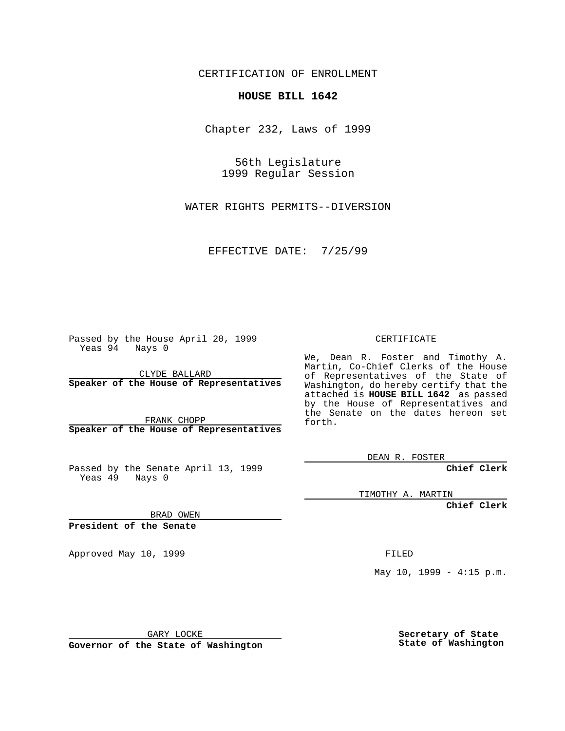CERTIFICATION OF ENROLLMENT

# HOUSE BILL 1642

Chapter 232, Laws of 1999

56th Legislature
1999 Regular Session

WATER RIGHTS PERMITS--DIVERSION

EFFECTIVE DATE: 7/25/99

Passed by the House April 20, 1999
Yeas 94 Nays 0

CLYDE BALLARD
**Speaker of the House of Representatives**

FRANK CHOPP
**Speaker of the House of Representatives**

Passed by the Senate April 13, 1999
Yeas 49 Nays 0

BRAD OWEN
**President of the Senate**

Approved May 10, 1999

GARY LOCKE
**Governor of the State of Washington**

CERTIFICATE

We, Dean R. Foster and Timothy A. Martin, Co-Chief Clerks of the House of Representatives of the State of Washington, do hereby certify that the attached is **HOUSE BILL 1642** as passed by the House of Representatives and the Senate on the dates hereon set forth.

DEAN R. FOSTER
**Chief Clerk**

TIMOTHY A. MARTIN
**Chief Clerk**

FILED

May 10, 1999 - 4:15 p.m.

**Secretary of State**
**State of Washington**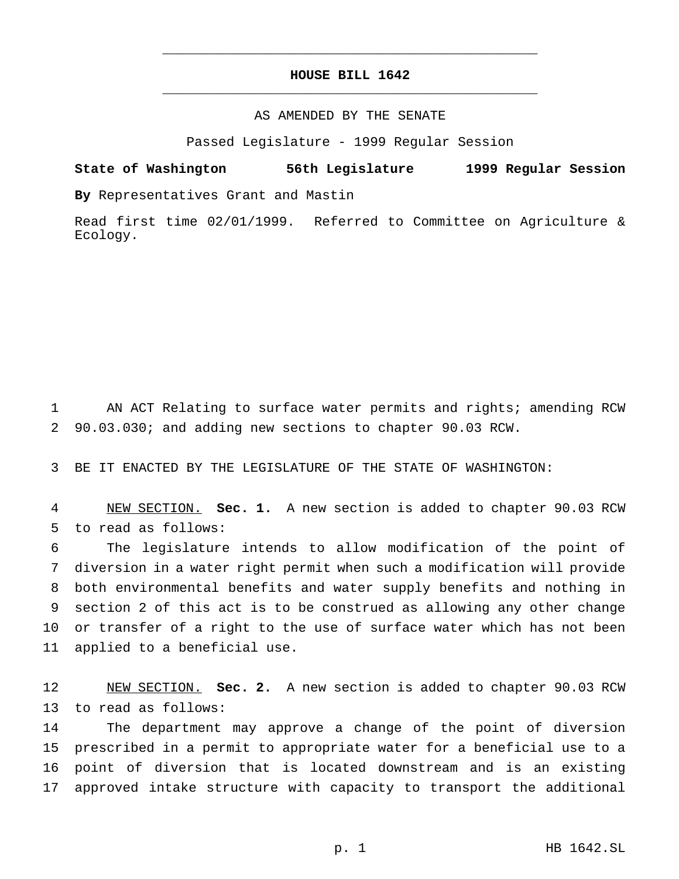# HOUSE BILL 1642

AS AMENDED BY THE SENATE

Passed Legislature - 1999 Regular Session

**State of Washington 56th Legislature 1999 Regular Session**

**By** Representatives Grant and Mastin

Read first time 02/01/1999. Referred to Committee on Agriculture & Ecology.

1 AN ACT Relating to surface water permits and rights; amending RCW 2 90.03.030; and adding new sections to chapter 90.03 RCW.

3 BE IT ENACTED BY THE LEGISLATURE OF THE STATE OF WASHINGTON:

4 NEW SECTION. **Sec. 1.** A new section is added to chapter 90.03 RCW 5 to read as follows:

6 The legislature intends to allow modification of the point of 7 diversion in a water right permit when such a modification will provide 8 both environmental benefits and water supply benefits and nothing in 9 section 2 of this act is to be construed as allowing any other change 10 or transfer of a right to the use of surface water which has not been 11 applied to a beneficial use.

12 NEW SECTION. **Sec. 2.** A new section is added to chapter 90.03 RCW 13 to read as follows:

14 The department may approve a change of the point of diversion 15 prescribed in a permit to appropriate water for a beneficial use to a 16 point of diversion that is located downstream and is an existing 17 approved intake structure with capacity to transport the additional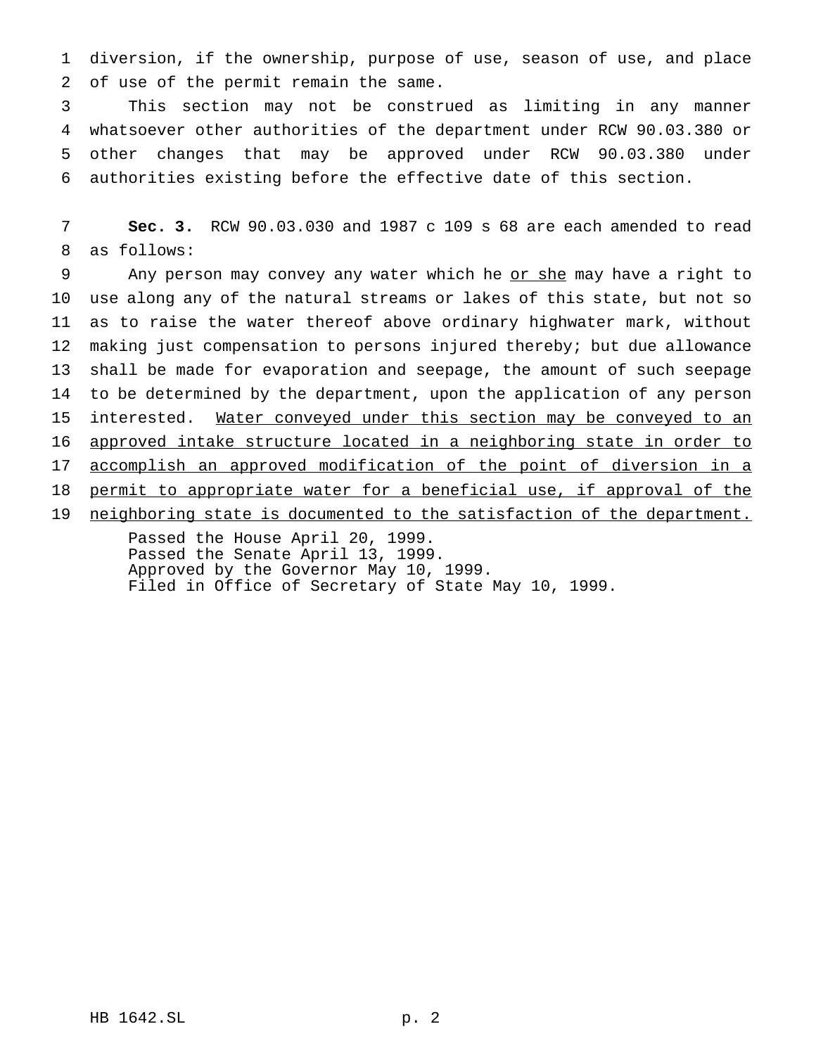diversion, if the ownership, purpose of use, season of use, and place of use of the permit remain the same.

This section may not be construed as limiting in any manner whatsoever other authorities of the department under RCW 90.03.380 or other changes that may be approved under RCW 90.03.380 under authorities existing before the effective date of this section.

**Sec. 3.** RCW 90.03.030 and 1987 c 109 s 68 are each amended to read as follows:

Any person may convey any water which he or she may have a right to use along any of the natural streams or lakes of this state, but not so as to raise the water thereof above ordinary highwater mark, without making just compensation to persons injured thereby; but due allowance shall be made for evaporation and seepage, the amount of such seepage to be determined by the department, upon the application of any person interested. Water conveyed under this section may be conveyed to an approved intake structure located in a neighboring state in order to accomplish an approved modification of the point of diversion in a permit to appropriate water for a beneficial use, if approval of the neighboring state is documented to the satisfaction of the department.

Passed the House April 20, 1999.
Passed the Senate April 13, 1999.
Approved by the Governor May 10, 1999.
Filed in Office of Secretary of State May 10, 1999.